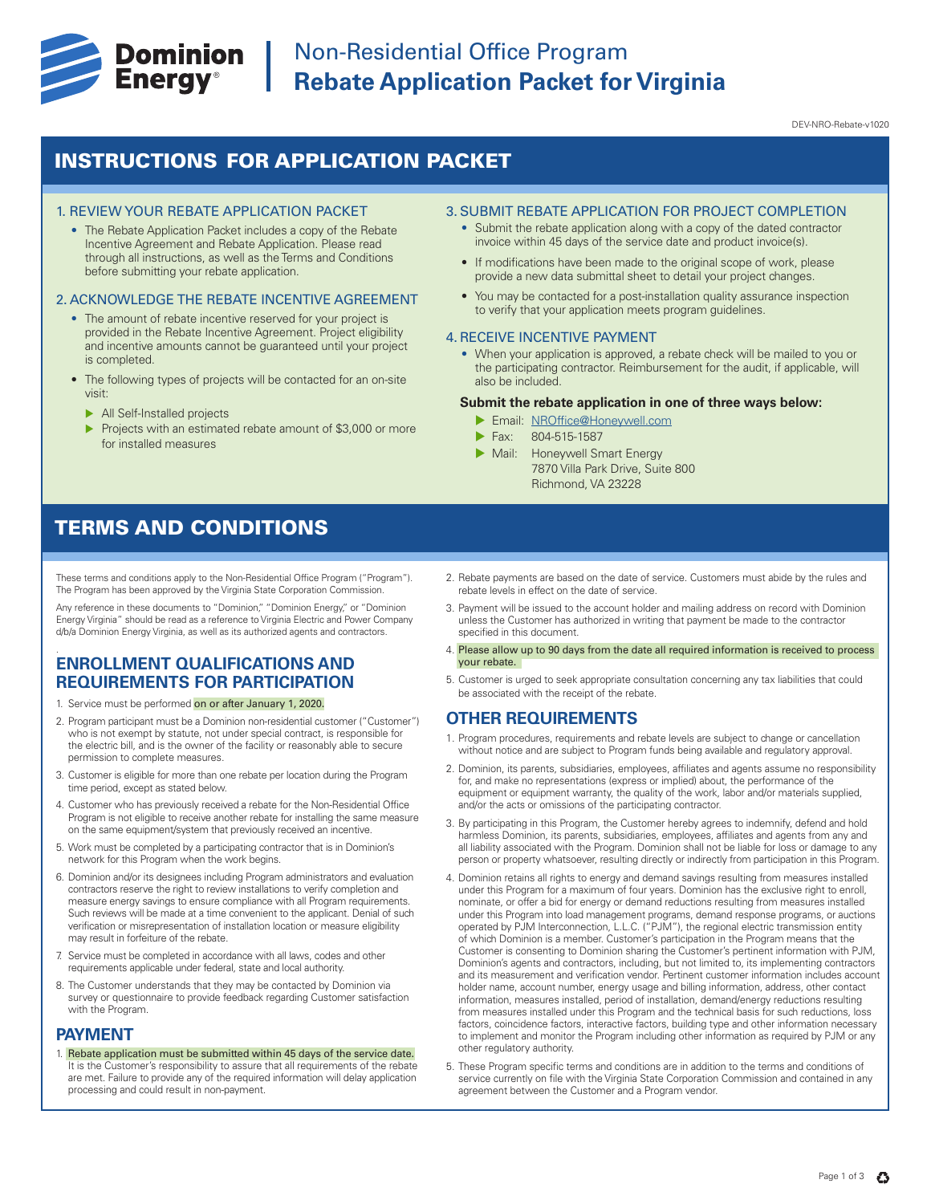# Dominion Energy

# Non-Residential Office Program
# Rebate Application Packet for Virginia

DEV-NRO-Rebate-v1020

## INSTRUCTIONS FOR APPLICATION PACKET

### 1. REVIEW YOUR REBATE APPLICATION PACKET

- The Rebate Application Packet includes a copy of the Rebate Incentive Agreement and Rebate Application. Please read through all instructions, as well as the Terms and Conditions before submitting your rebate application.

### 2. ACKNOWLEDGE THE REBATE INCENTIVE AGREEMENT

- The amount of rebate incentive reserved for your project is provided in the Rebate Incentive Agreement. Project eligibility and incentive amounts cannot be guaranteed until your project is completed.
- The following types of projects will be contacted for an on-site visit:
  - All Self-Installed projects
  - Projects with an estimated rebate amount of $3,000 or more for installed measures

### 3. SUBMIT REBATE APPLICATION FOR PROJECT COMPLETION

- Submit the rebate application along with a copy of the dated contractor invoice within 45 days of the service date and product invoice(s).
- If modifications have been made to the original scope of work, please provide a new data submittal sheet to detail your project changes.
- You may be contacted for a post-installation quality assurance inspection to verify that your application meets program guidelines.

### 4. RECEIVE INCENTIVE PAYMENT

- When your application is approved, a rebate check will be mailed to you or the participating contractor. Reimbursement for the audit, if applicable, will also be included.

**Submit the rebate application in one of three ways below:**

- Email: NROffice@Honeywell.com
- Fax: 804-515-1587
- Mail: Honeywell Smart Energy
  7870 Villa Park Drive, Suite 800
  Richmond, VA 23228

## TERMS AND CONDITIONS

These terms and conditions apply to the Non-Residential Office Program ("Program"). The Program has been approved by the Virginia State Corporation Commission.

Any reference in these documents to "Dominion," "Dominion Energy," or "Dominion Energy Virginia" should be read as a reference to Virginia Electric and Power Company d/b/a Dominion Energy Virginia, as well as its authorized agents and contractors.

### ENROLLMENT QUALIFICATIONS AND REQUIREMENTS FOR PARTICIPATION

1. Service must be performed on or after January 1, 2020.
2. Program participant must be a Dominion non-residential customer ("Customer") who is not exempt by statute, not under special contract, is responsible for the electric bill, and is the owner of the facility or reasonably able to secure permission to complete measures.
3. Customer is eligible for more than one rebate per location during the Program time period, except as stated below.
4. Customer who has previously received a rebate for the Non-Residential Office Program is not eligible to receive another rebate for installing the same measure on the same equipment/system that previously received an incentive.
5. Work must be completed by a participating contractor that is in Dominion's network for this Program when the work begins.
6. Dominion and/or its designees including Program administrators and evaluation contractors reserve the right to review installations to verify completion and measure energy savings to ensure compliance with all Program requirements. Such reviews will be made at a time convenient to the applicant. Denial of such verification or misrepresentation of installation location or measure eligibility may result in forfeiture of the rebate.
7. Service must be completed in accordance with all laws, codes and other requirements applicable under federal, state and local authority.
8. The Customer understands that they may be contacted by Dominion via survey or questionnaire to provide feedback regarding Customer satisfaction with the Program.

### PAYMENT

1. Rebate application must be submitted within 45 days of the service date. It is the Customer's responsibility to assure that all requirements of the rebate are met. Failure to provide any of the required information will delay application processing and could result in non-payment.
2. Rebate payments are based on the date of service. Customers must abide by the rules and rebate levels in effect on the date of service.
3. Payment will be issued to the account holder and mailing address on record with Dominion unless the Customer has authorized in writing that payment be made to the contractor specified in this document.
4. Please allow up to 90 days from the date all required information is received to process your rebate.
5. Customer is urged to seek appropriate consultation concerning any tax liabilities that could be associated with the receipt of the rebate.

### OTHER REQUIREMENTS

1. Program procedures, requirements and rebate levels are subject to change or cancellation without notice and are subject to Program funds being available and regulatory approval.
2. Dominion, its parents, subsidiaries, employees, affiliates and agents assume no responsibility for, and make no representations (express or implied) about, the performance of the equipment or equipment warranty, the quality of the work, labor and/or materials supplied, and/or the acts or omissions of the participating contractor.
3. By participating in this Program, the Customer hereby agrees to indemnify, defend and hold harmless Dominion, its parents, subsidiaries, employees, affiliates and agents from any and all liability associated with the Program. Dominion shall not be liable for loss or damage to any person or property whatsoever, resulting directly or indirectly from participation in this Program.
4. Dominion retains all rights to energy and demand savings resulting from measures installed under this Program for a maximum of four years. Dominion has the exclusive right to enroll, nominate, or offer a bid for energy or demand reductions resulting from measures installed under this Program into load management programs, demand response programs, or auctions operated by PJM Interconnection, L.L.C. ("PJM"), the regional electric transmission entity of which Dominion is a member. Customer's participation in the Program means that the Customer is consenting to Dominion sharing the Customer's pertinent information with PJM, Dominion's agents and contractors, including, but not limited to, its implementing contractors and its measurement and verification vendor. Pertinent customer information includes account holder name, account number, energy usage and billing information, address, other contact information, measures installed, period of installation, demand/energy reductions resulting from measures installed under this Program and the technical basis for such reductions, loss factors, coincidence factors, interactive factors, building type and other information necessary to implement and monitor the Program including other information as required by PJM or any other regulatory authority.
5. These Program specific terms and conditions are in addition to the terms and conditions of service currently on file with the Virginia State Corporation Commission and contained in any agreement between the Customer and a Program vendor.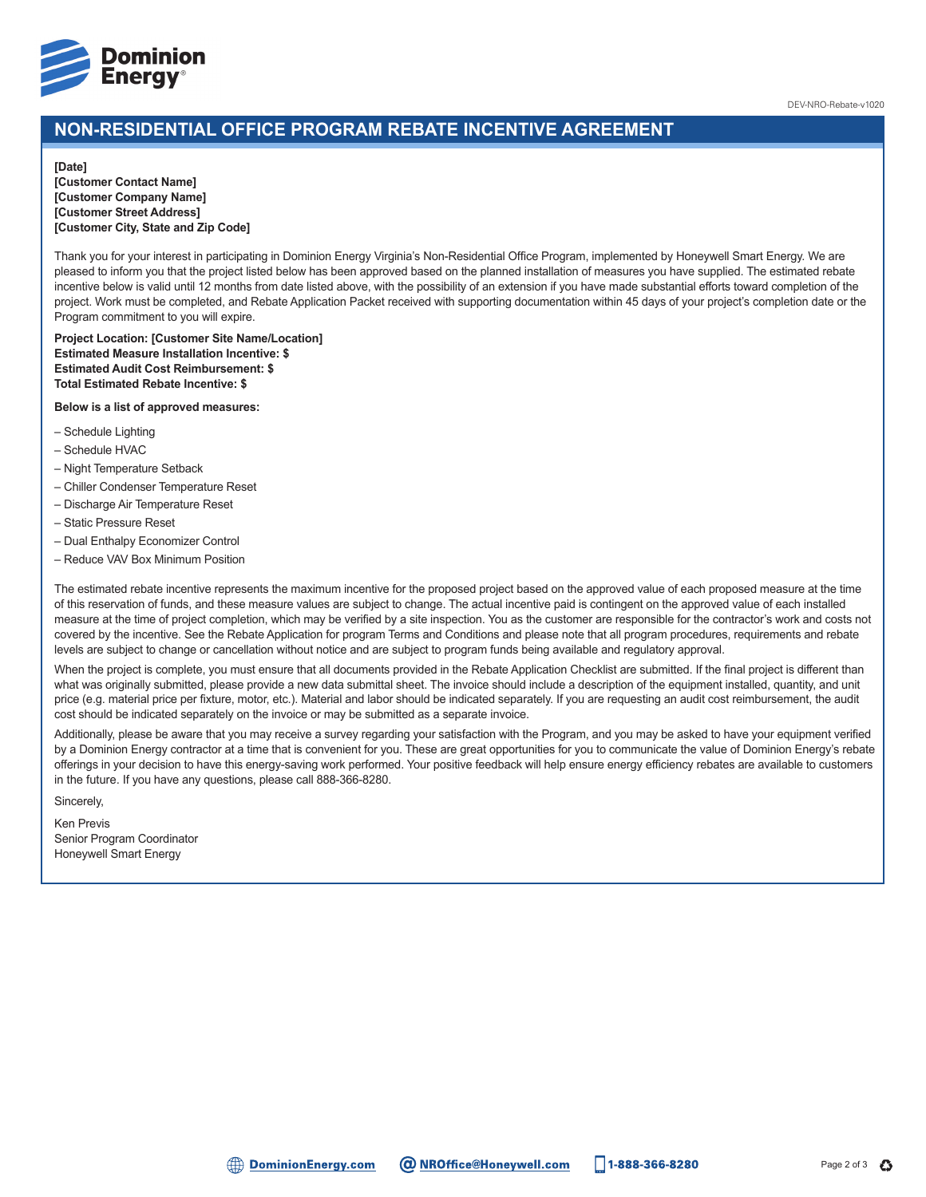DEV-NRO-Rebate-v1020

# NON-RESIDENTIAL OFFICE PROGRAM REBATE INCENTIVE AGREEMENT

**[Date]**
**[Customer Contact Name]**
**[Customer Company Name]**
**[Customer Street Address]**
**[Customer City, State and Zip Code]**

Thank you for your interest in participating in Dominion Energy Virginia's Non-Residential Office Program, implemented by Honeywell Smart Energy. We are pleased to inform you that the project listed below has been approved based on the planned installation of measures you have supplied. The estimated rebate incentive below is valid until 12 months from date listed above, with the possibility of an extension if you have made substantial efforts toward completion of the project. Work must be completed, and Rebate Application Packet received with supporting documentation within 45 days of your project's completion date or the Program commitment to you will expire.

**Project Location: [Customer Site Name/Location]**
**Estimated Measure Installation Incentive: $**
**Estimated Audit Cost Reimbursement: $**
**Total Estimated Rebate Incentive: $**

**Below is a list of approved measures:**

– Schedule Lighting
– Schedule HVAC
– Night Temperature Setback
– Chiller Condenser Temperature Reset
– Discharge Air Temperature Reset
– Static Pressure Reset
– Dual Enthalpy Economizer Control
– Reduce VAV Box Minimum Position

The estimated rebate incentive represents the maximum incentive for the proposed project based on the approved value of each proposed measure at the time of this reservation of funds, and these measure values are subject to change. The actual incentive paid is contingent on the approved value of each installed measure at the time of project completion, which may be verified by a site inspection. You as the customer are responsible for the contractor's work and costs not covered by the incentive. See the Rebate Application for program Terms and Conditions and please note that all program procedures, requirements and rebate levels are subject to change or cancellation without notice and are subject to program funds being available and regulatory approval.

When the project is complete, you must ensure that all documents provided in the Rebate Application Checklist are submitted. If the final project is different than what was originally submitted, please provide a new data submittal sheet. The invoice should include a description of the equipment installed, quantity, and unit price (e.g. material price per fixture, motor, etc.). Material and labor should be indicated separately. If you are requesting an audit cost reimbursement, the audit cost should be indicated separately on the invoice or may be submitted as a separate invoice.

Additionally, please be aware that you may receive a survey regarding your satisfaction with the Program, and you may be asked to have your equipment verified by a Dominion Energy contractor at a time that is convenient for you. These are great opportunities for you to communicate the value of Dominion Energy's rebate offerings in your decision to have this energy-saving work performed. Your positive feedback will help ensure energy efficiency rebates are available to customers in the future. If you have any questions, please call 888-366-8280.

Sincerely,

Ken Previs
Senior Program Coordinator
Honeywell Smart Energy

DominionEnergy.com NROffice@Honeywell.com 1-888-366-8280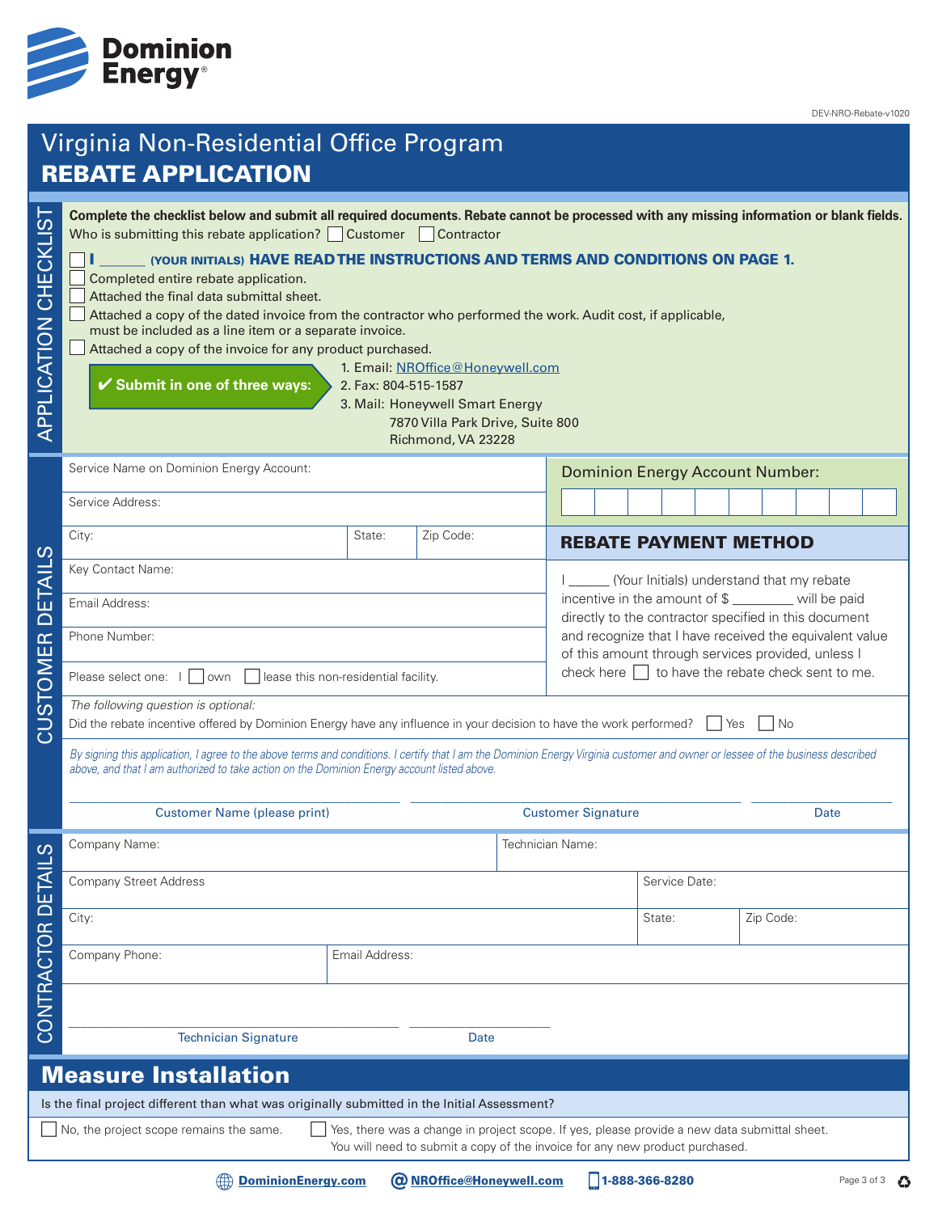Dominion Energy

DEV-NRO-Rebate-v1020

# Virginia Non-Residential Office Program
# REBATE APPLICATION

## APPLICATION CHECKLIST

**Complete the checklist below and submit all required documents. Rebate cannot be processed with any missing information or blank fields.**

Who is submitting this rebate application? ☐ Customer ☐ Contractor

- ☐ **I ______ (YOUR INITIALS) HAVE READ THE INSTRUCTIONS AND TERMS AND CONDITIONS ON PAGE 1.**
- ☐ Completed entire rebate application.
- ☐ Attached the final data submittal sheet.
- ☐ Attached a copy of the dated invoice from the contractor who performed the work. Audit cost, if applicable, must be included as a line item or a separate invoice.
- ☐ Attached a copy of the invoice for any product purchased.

**✔ Submit in one of three ways:**

1. Email: NROffice@Honeywell.com
2. Fax: 804-515-1587
3. Mail: Honeywell Smart Energy
   7870 Villa Park Drive, Suite 800
   Richmond, VA 23228

## CUSTOMER DETAILS

| | | |
|---|---|---|
| Service Name on Dominion Energy Account: | | |
| Service Address: | | |
| City: | State: | Zip Code: |
| Key Contact Name: | | |
| Email Address: | | |
| Phone Number: | | |

Please select one: I ☐ own ☐ lease this non-residential facility.

**Dominion Energy Account Number:**

| | | | | | | | | | |
|---|---|---|---|---|---|---|---|---|---|
| | | | | | | | | | |

### REBATE PAYMENT METHOD

I ______ (Your Initials) understand that my rebate incentive in the amount of $ ________ will be paid directly to the contractor specified in this document and recognize that I have received the equivalent value of this amount through services provided, unless I check here ☐ to have the rebate check sent to me.

*The following question is optional:*

Did the rebate incentive offered by Dominion Energy have any influence in your decision to have the work performed? ☐ Yes ☐ No

*By signing this application, I agree to the above terms and conditions. I certify that I am the Dominion Energy Virginia customer and owner or lessee of the business described above, and that I am authorized to take action on the Dominion Energy account listed above.*

______________________ Customer Name (please print) ______________________ Customer Signature ____________ Date

## CONTRACTOR DETAILS

| | | |
|---|---|---|
| Company Name: | Technician Name: | |
| Company Street Address | Service Date: | |
| City: | State: | Zip Code: |
| Company Phone: | Email Address: | |

______________________ Technician Signature ____________ Date

## Measure Installation

Is the final project different than what was originally submitted in the Initial Assessment?

☐ No, the project scope remains the same.

☐ Yes, there was a change in project scope. If yes, please provide a new data submittal sheet. You will need to submit a copy of the invoice for any new product purchased.

DominionEnergy.com NROffice@Honeywell.com 1-888-366-8280